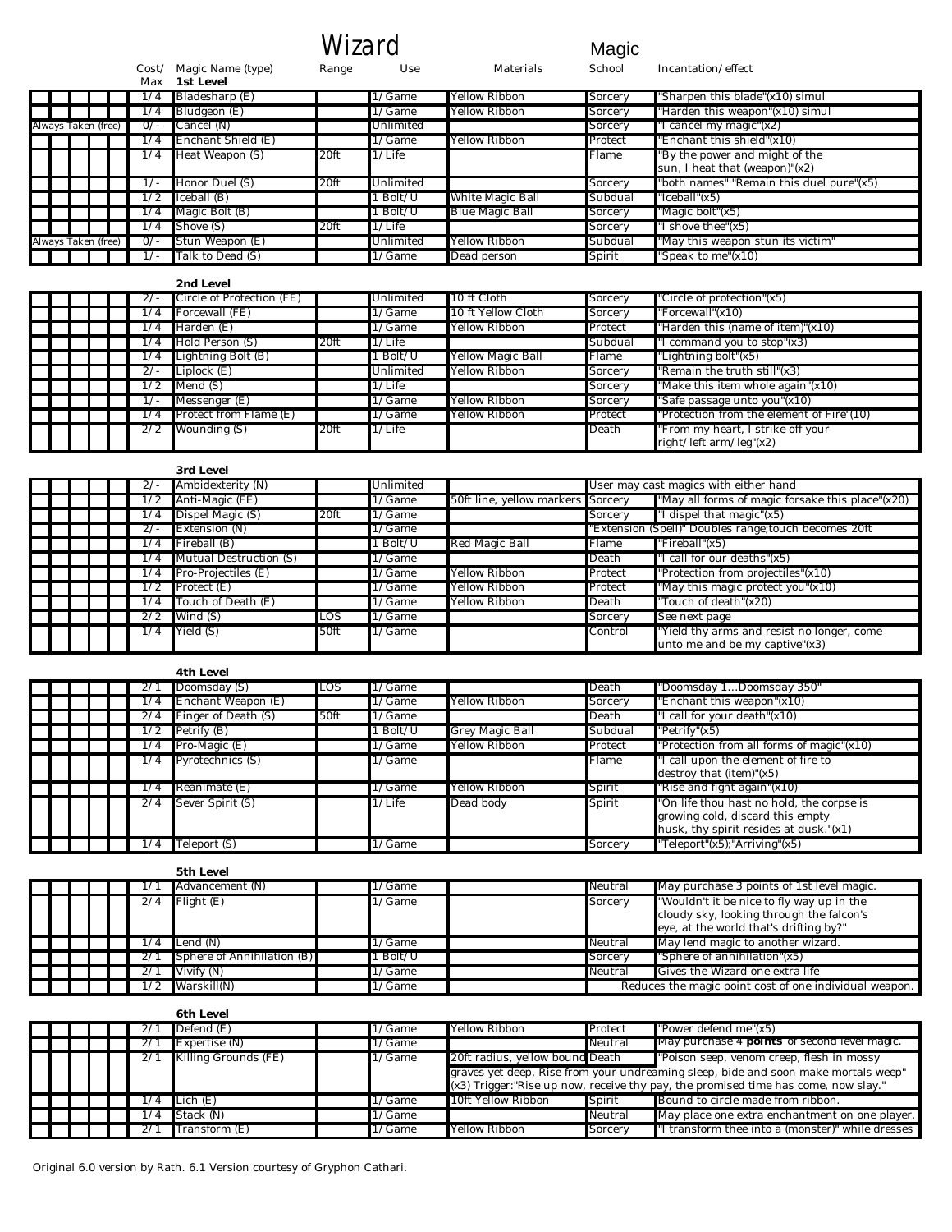# Wizard Magic

| | Cost/ Max | Magic Name (type) | Range | Use | Materials | Magic School | Incantation/effect |
|---|---|---|---|---|---|---|---|
| | | **1st Level** | | | | | |
| | 1/4 | Bladesharp (E) | | 1/Game | Yellow Ribbon | Sorcery | "Sharpen this blade"(x10) simul |
| | 1/4 | Bludgeon (E) | | 1/Game | Yellow Ribbon | Sorcery | "Harden this weapon"(x10) simul |
| Always Taken (free) | 0/- | Cancel (N) | | Unlimited | | Sorcery | "I cancel my magic"(x2) |
| | 1/4 | Enchant Shield (E) | | 1/Game | Yellow Ribbon | Protect | "Enchant this shield"(x10) |
| | 1/4 | Heat Weapon (S) | 20ft | 1/Life | | Flame | "By the power and might of the sun, I heat that (weapon)"(x2) |
| | 1/- | Honor Duel (S) | 20ft | Unlimited | | Sorcery | "both names" "Remain this duel pure"(x5) |
| | 1/2 | Iceball (B) | | 1 Bolt/U | White Magic Ball | Subdual | "Iceball"(x5) |
| | 1/4 | Magic Bolt (B) | | 1 Bolt/U | Blue Magic Ball | Sorcery | "Magic bolt"(x5) |
| | 1/4 | Shove (S) | 20ft | 1/Life | | Sorcery | "I shove thee"(x5) |
| Always Taken (free) | 0/- | Stun Weapon (E) | | Unlimited | Yellow Ribbon | Subdual | "May this weapon stun its victim" |
| | 1/- | Talk to Dead (S) | | 1/Game | Dead person | Spirit | "Speak to me"(x10) |
| | | **2nd Level** | | | | | |
| | 2/- | Circle of Protection (FE) | | Unlimited | 10 ft Cloth | Sorcery | "Circle of protection"(x5) |
| | 1/4 | Forcewall (FE) | | 1/Game | 10 ft Yellow Cloth | Sorcery | "Forcewall"(x10) |
| | 1/4 | Harden (E) | | 1/Game | Yellow Ribbon | Protect | "Harden this (name of item)"(x10) |
| | 1/4 | Hold Person (S) | 20ft | 1/Life | | Subdual | "I command you to stop"(x3) |
| | 1/4 | Lightning Bolt (B) | | 1 Bolt/U | Yellow Magic Ball | Flame | "Lightning bolt"(x5) |
| | 2/- | Liplock (E) | | Unlimited | Yellow Ribbon | Sorcery | "Remain the truth still"(x3) |
| | 1/2 | Mend (S) | | 1/Life | | Sorcery | "Make this item whole again"(x10) |
| | 1/- | Messenger (E) | | 1/Game | Yellow Ribbon | Sorcery | "Safe passage unto you"(x10) |
| | 1/4 | Protect from Flame (E) | | 1/Game | Yellow Ribbon | Protect | "Protection from the element of Fire"(10) |
| | 2/2 | Wounding (S) | 20ft | 1/Life | | Death | "From my heart, I strike off your right/left arm/leg"(x2) |
| | | **3rd Level** | | | | | |
| | 2/- | Ambidexterity (N) | | Unlimited | | User may cast magics with either hand | |
| | 1/2 | Anti-Magic (FE) | | 1/Game | 50ft line, yellow markers | Sorcery | "May all forms of magic forsake this place"(x20) |
| | 1/4 | Dispel Magic (S) | 20ft | 1/Game | | Sorcery | "I dispel that magic"(x5) |
| | 2/- | Extension (N) | | 1/Game | | "Extension (Spell)" Doubles range;touch becomes 20ft | |
| | 1/4 | Fireball (B) | | 1 Bolt/U | Red Magic Ball | Flame | "Fireball"(x5) |
| | 1/4 | Mutual Destruction (S) | | 1/Game | | Death | "I call for our deaths"(x5) |
| | 1/4 | Pro-Projectiles (E) | | 1/Game | Yellow Ribbon | Protect | "Protection from projectiles"(x10) |
| | 1/2 | Protect (E) | | 1/Game | Yellow Ribbon | Protect | "May this magic protect you"(x10) |
| | 1/4 | Touch of Death (E) | | 1/Game | Yellow Ribbon | Death | "Touch of death"(x20) |
| | 2/2 | Wind (S) | LOS | 1/Game | | Sorcery | See next page |
| | 1/4 | Yield (S) | 50ft | 1/Game | | Control | "Yield thy arms and resist no longer, come unto me and be my captive"(x3) |
| | | **4th Level** | | | | | |
| | 2/1 | Doomsday (S) | LOS | 1/Game | | Death | "Doomsday 1...Doomsday 350" |
| | 1/4 | Enchant Weapon (E) | | 1/Game | Yellow Ribbon | Sorcery | "Enchant this weapon"(x10) |
| | 2/4 | Finger of Death (S) | 50ft | 1/Game | | Death | "I call for your death"(x10) |
| | 1/2 | Petrify (B) | | 1 Bolt/U | Grey Magic Ball | Subdual | "Petrify"(x5) |
| | 1/4 | Pro-Magic (E) | | 1/Game | Yellow Ribbon | Protect | "Protection from all forms of magic"(x10) |
| | 1/4 | Pyrotechnics (S) | | 1/Game | | Flame | "I call upon the element of fire to destroy that (item)"(x5) |
| | 1/4 | Reanimate (E) | | 1/Game | Yellow Ribbon | Spirit | "Rise and fight again"(x10) |
| | 2/4 | Sever Spirit (S) | | 1/Life | Dead body | Spirit | "On life thou hast no hold, the corpse is growing cold, discard this empty husk, thy spirit resides at dusk."(x1) |
| | 1/4 | Teleport (S) | | 1/Game | | Sorcery | "Teleport"(x5);"Arriving"(x5) |
| | | **5th Level** | | | | | |
| | 1/1 | Advancement (N) | | 1/Game | | Neutral | May purchase 3 points of 1st level magic. |
| | 2/4 | Flight (E) | | 1/Game | | Sorcery | "Wouldn't it be nice to fly way up in the cloudy sky, looking through the falcon's eye, at the world that's drifting by?" |
| | 1/4 | Lend (N) | | 1/Game | | Neutral | May lend magic to another wizard. |
| | 2/1 | Sphere of Annihilation (B) | | 1 Bolt/U | | Sorcery | "Sphere of annihilation"(x5) |
| | 2/1 | Vivify (N) | | 1/Game | | Neutral | Gives the Wizard one extra life |
| | 1/2 | Warskill(N) | | 1/Game | | Reduces the magic point cost of one individual weapon. | |
| | | **6th Level** | | | | | |
| | 2/1 | Defend (E) | | 1/Game | Yellow Ribbon | Protect | "Power defend me"(x5) |
| | 2/1 | Expertise (N) | | 1/Game | | Neutral | May purchase 4 **points** of second level magic. |
| | 2/1 | Killing Grounds (FE) | | 1/Game | 20ft radius, yellow bound | Death | "Poison seep, venom creep, flesh in mossy graves yet deep, Rise from your undreaming sleep, bide and soon make mortals weep" (x3) Trigger:"Rise up now, receive thy pay, the promised time has come, now slay." |
| | 1/4 | Lich (E) | | 1/Game | 10ft Yellow Ribbon | Spirit | Bound to circle made from ribbon. |
| | 1/4 | Stack (N) | | 1/Game | | Neutral | May place one extra enchantment on one player. |
| | 2/1 | Transform (E) | | 1/Game | Yellow Ribbon | Sorcery | "I transform thee into a (monster)" while dresses |

Original 6.0 version by Rath. 6.1 Version courtesy of Gryphon Cathari.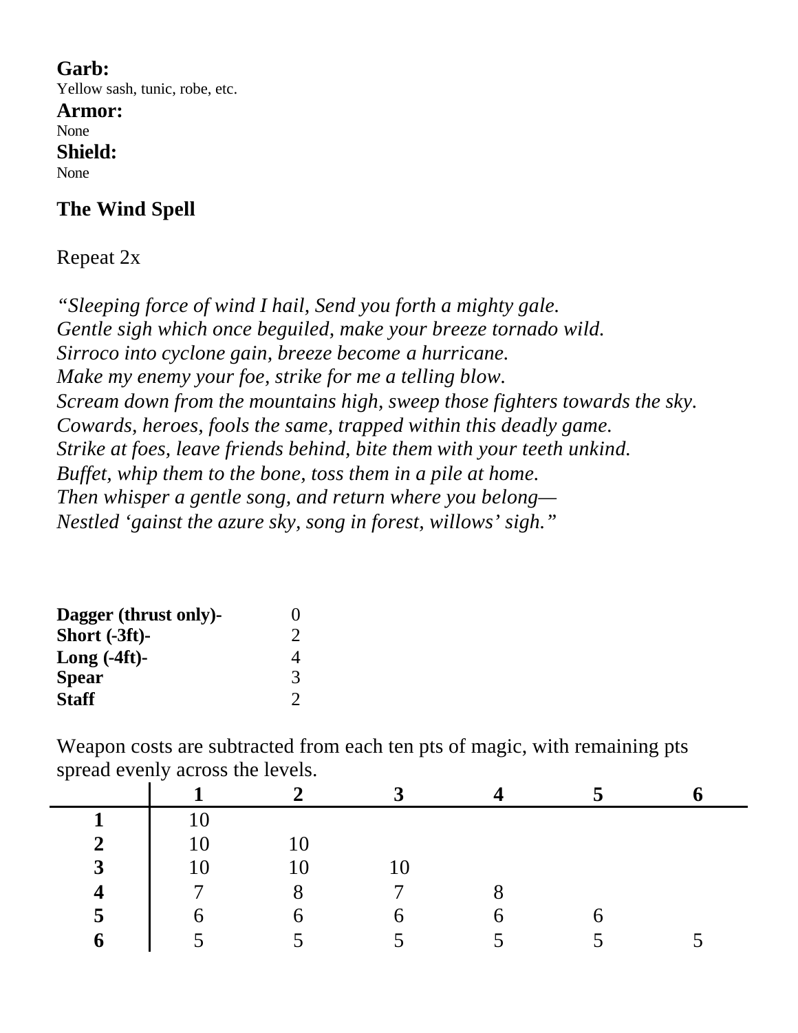**Garb:**

Yellow sash, tunic, robe, etc.

**Armor:**

None

**Shield:**

None

## The Wind Spell

Repeat 2x

*"Sleeping force of wind I hail, Send you forth a mighty gale.*
*Gentle sigh which once beguiled, make your breeze tornado wild.*
*Sirroco into cyclone gain, breeze become a hurricane.*
*Make my enemy your foe, strike for me a telling blow.*
*Scream down from the mountains high, sweep those fighters towards the sky.*
*Cowards, heroes, fools the same, trapped within this deadly game.*
*Strike at foes, leave friends behind, bite them with your teeth unkind.*
*Buffet, whip them to the bone, toss them in a pile at home.*
*Then whisper a gentle song, and return where you belong—*
*Nestled 'gainst the azure sky, song in forest, willows' sigh."*

| | |
|---|---|
| **Dagger (thrust only)-** | 0 |
| **Short (-3ft)-** | 2 |
| **Long (-4ft)-** | 4 |
| **Spear** | 3 |
| **Staff** | 2 |

Weapon costs are subtracted from each ten pts of magic, with remaining pts spread evenly across the levels.

| | **1** | **2** | **3** | **4** | **5** | **6** |
|---|---|---|---|---|---|---|
| **1** | 10 | | | | | |
| **2** | 10 | 10 | | | | |
| **3** | 10 | 10 | 10 | | | |
| **4** | 7 | 8 | 7 | 8 | | |
| **5** | 6 | 6 | 6 | 6 | 6 | |
| **6** | 5 | 5 | 5 | 5 | 5 | 5 |